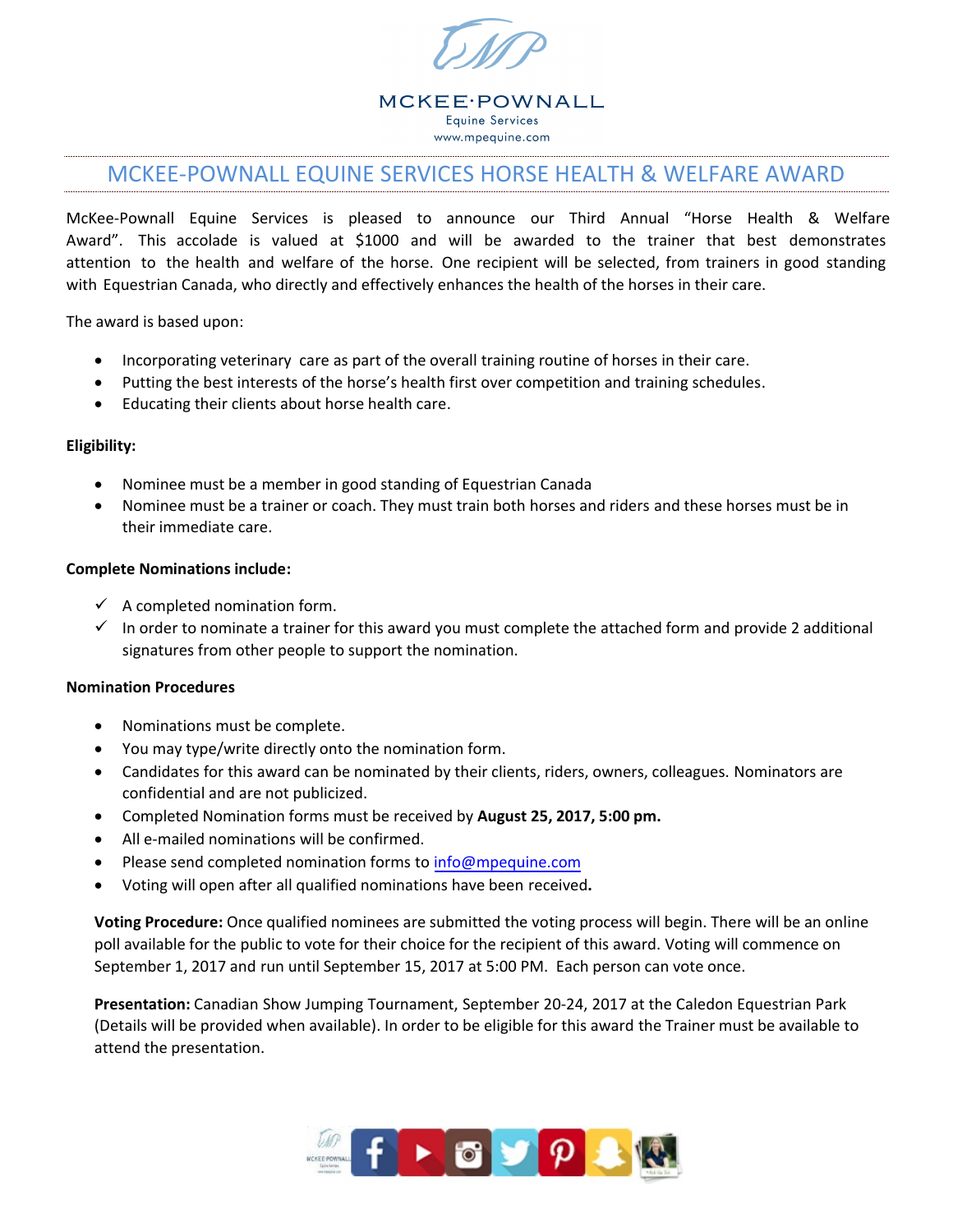MCKEE·POWNALL
Equine Services
www.mpequine.com

# MCKEE-POWNALL EQUINE SERVICES HORSE HEALTH & WELFARE AWARD

McKee-Pownall Equine Services is pleased to announce our Third Annual "Horse Health & Welfare Award". This accolade is valued at $1000 and will be awarded to the trainer that best demonstrates attention to the health and welfare of the horse. One recipient will be selected, from trainers in good standing with Equestrian Canada, who directly and effectively enhances the health of the horses in their care.

The award is based upon:

- Incorporating veterinary care as part of the overall training routine of horses in their care.
- Putting the best interests of the horse's health first over competition and training schedules.
- Educating their clients about horse health care.

**Eligibility:**

- Nominee must be a member in good standing of Equestrian Canada
- Nominee must be a trainer or coach. They must train both horses and riders and these horses must be in their immediate care.

**Complete Nominations include:**

- ✓ A completed nomination form.
- ✓ In order to nominate a trainer for this award you must complete the attached form and provide 2 additional signatures from other people to support the nomination.

**Nomination Procedures**

- Nominations must be complete.
- You may type/write directly onto the nomination form.
- Candidates for this award can be nominated by their clients, riders, owners, colleagues. Nominators are confidential and are not publicized.
- Completed Nomination forms must be received by **August 25, 2017, 5:00 pm.**
- All e-mailed nominations will be confirmed.
- Please send completed nomination forms to info@mpequine.com
- Voting will open after all qualified nominations have been received**.**

**Voting Procedure:** Once qualified nominees are submitted the voting process will begin. There will be an online poll available for the public to vote for their choice for the recipient of this award. Voting will commence on September 1, 2017 and run until September 15, 2017 at 5:00 PM. Each person can vote once.

**Presentation:** Canadian Show Jumping Tournament, September 20-24, 2017 at the Caledon Equestrian Park (Details will be provided when available). In order to be eligible for this award the Trainer must be available to attend the presentation.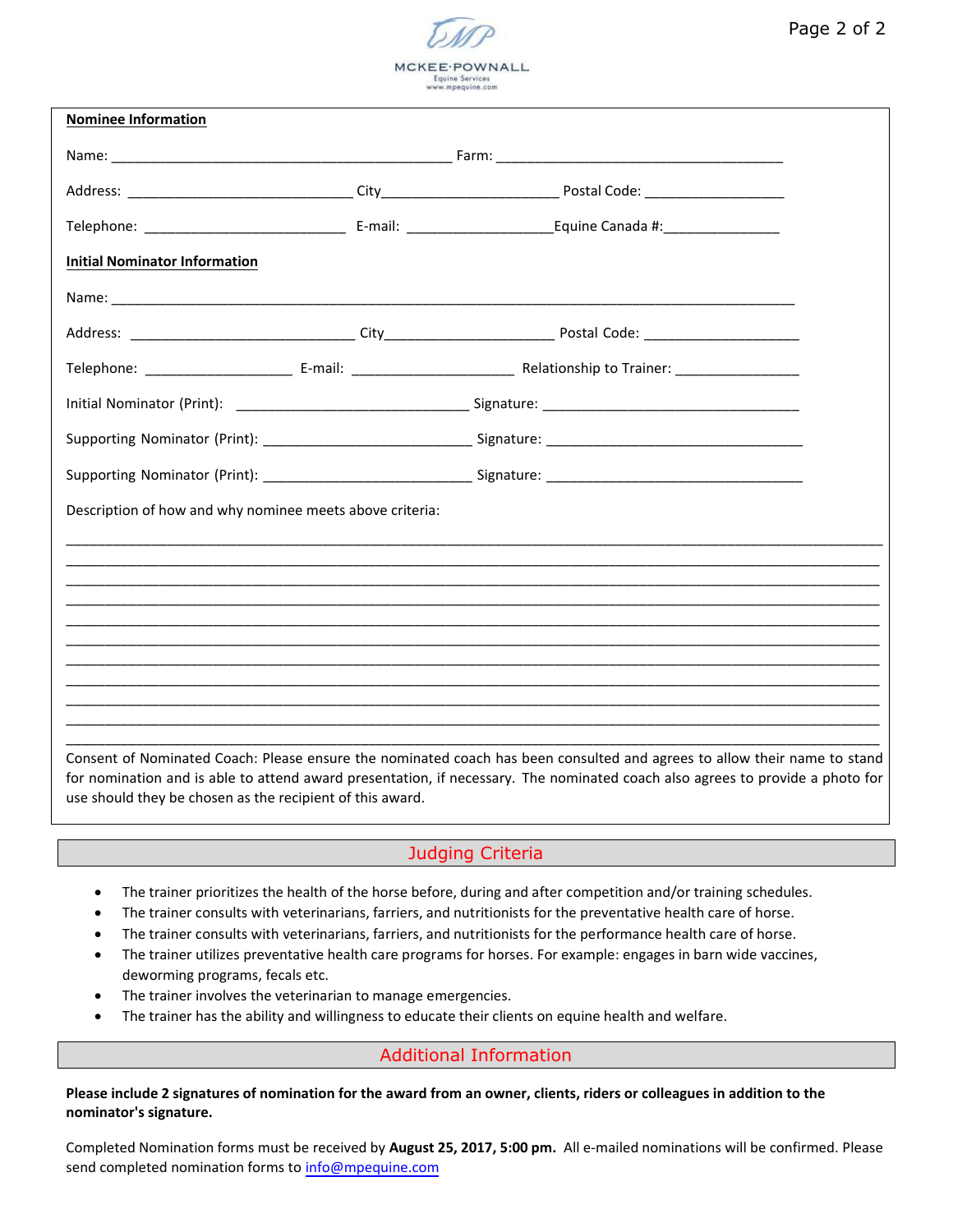McKEE·POWNALL
Equine Services
www.mpequine.com

**Nominee Information**

Name: ____________________________________________ Farm: _____________________________________

Address: _____________________________ City______________________ Postal Code: __________________

Telephone: __________________________ E-mail: ___________________Equine Canada #:_______________

**Initial Nominator Information**

Name: _________________________________________________________________________________________

Address: _____________________________ City______________________ Postal Code: ____________________

Telephone: ___________________ E-mail: _____________________ Relationship to Trainer: ________________

Initial Nominator (Print): ______________________________ Signature: _________________________________

Supporting Nominator (Print): ___________________________ Signature: _________________________________

Supporting Nominator (Print): ___________________________ Signature: _________________________________

Description of how and why nominee meets above criteria:

_____________________________________________________________________________________________________
_____________________________________________________________________________________________________
_____________________________________________________________________________________________________
_____________________________________________________________________________________________________
_____________________________________________________________________________________________________
_____________________________________________________________________________________________________
_____________________________________________________________________________________________________
_____________________________________________________________________________________________________
_____________________________________________________________________________________________________
_____________________________________________________________________________________________________
_____________________________________________________________________________________________________

Consent of Nominated Coach: Please ensure the nominated coach has been consulted and agrees to allow their name to stand for nomination and is able to attend award presentation, if necessary. The nominated coach also agrees to provide a photo for use should they be chosen as the recipient of this award.

## Judging Criteria

- The trainer prioritizes the health of the horse before, during and after competition and/or training schedules.
- The trainer consults with veterinarians, farriers, and nutritionists for the preventative health care of horse.
- The trainer consults with veterinarians, farriers, and nutritionists for the performance health care of horse.
- The trainer utilizes preventative health care programs for horses. For example: engages in barn wide vaccines, deworming programs, fecals etc.
- The trainer involves the veterinarian to manage emergencies.
- The trainer has the ability and willingness to educate their clients on equine health and welfare.

## Additional Information

**Please include 2 signatures of nomination for the award from an owner, clients, riders or colleagues in addition to the nominator's signature.**

Completed Nomination forms must be received by **August 25, 2017, 5:00 pm.** All e-mailed nominations will be confirmed. Please send completed nomination forms to info@mpequine.com